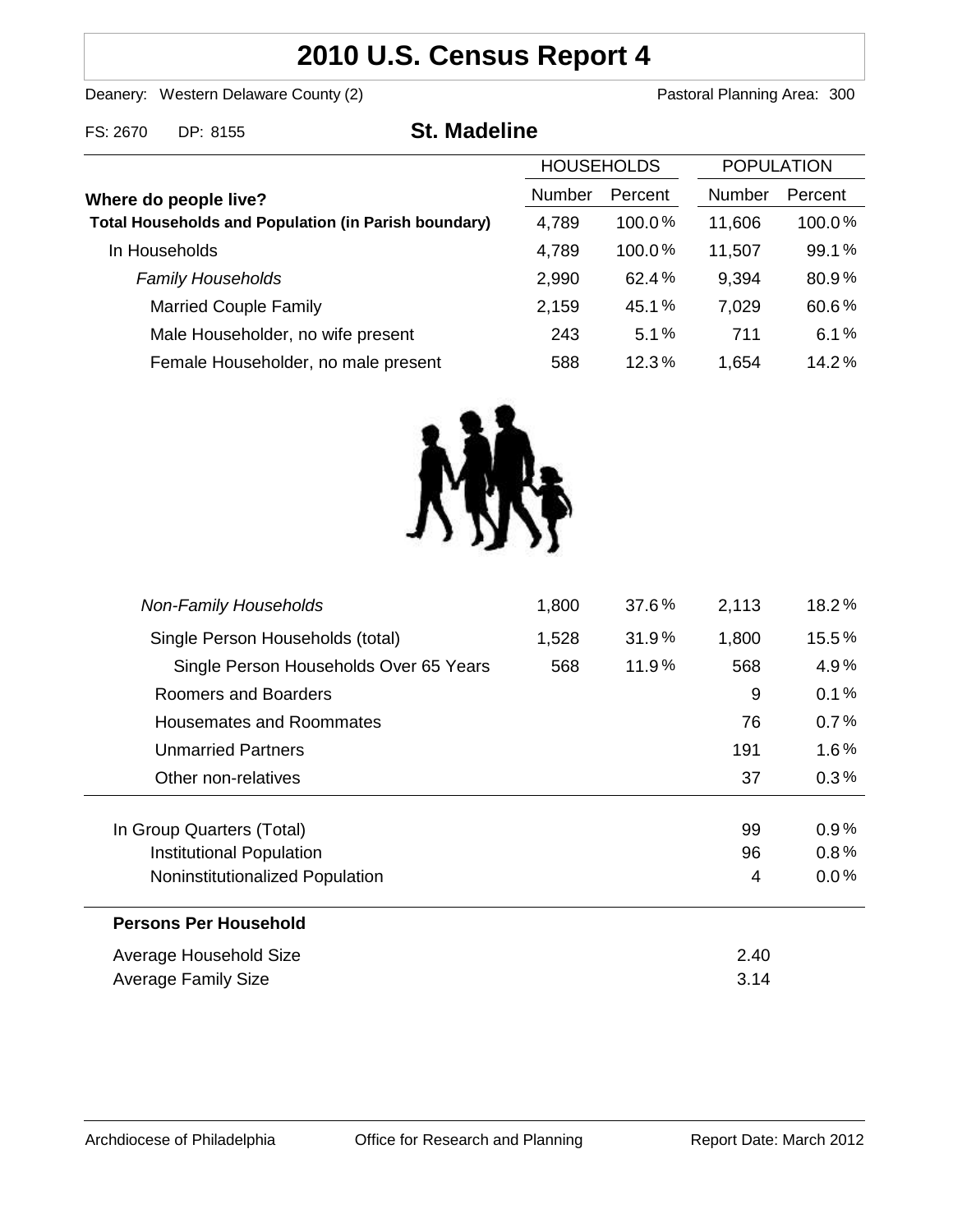# 2010 U.S. Census Report 4

Deanery: Western Delaware County (2)　　　Pastoral Planning Area: 300

FS: 2670　DP: 8155

## St. Madeline

| Where do people live? | HOUSEHOLDS | | POPULATION | |
|---|---|---|---|---|
| | Number | Percent | Number | Percent |
| **Total Households and Population (in Parish boundary)** | 4,789 | 100.0 % | 11,606 | 100.0 % |
| In Households | 4,789 | 100.0 % | 11,507 | 99.1 % |
| *Family Households* | 2,990 | 62.4 % | 9,394 | 80.9 % |
| Married Couple Family | 2,159 | 45.1 % | 7,029 | 60.6 % |
| Male Householder, no wife present | 243 | 5.1 % | 711 | 6.1 % |
| Female Householder, no male present | 588 | 12.3 % | 1,654 | 14.2 % |
| *Non-Family Households* | 1,800 | 37.6 % | 2,113 | 18.2 % |
| Single Person Households (total) | 1,528 | 31.9 % | 1,800 | 15.5 % |
| Single Person Households Over 65 Years | 568 | 11.9 % | 568 | 4.9 % |
| Roomers and Boarders | | | 9 | 0.1 % |
| Housemates and Roommates | | | 76 | 0.7 % |
| Unmarried Partners | | | 191 | 1.6 % |
| Other non-relatives | | | 37 | 0.3 % |
| In Group Quarters (Total) | | | 99 | 0.9 % |
| Institutional Population | | | 96 | 0.8 % |
| Noninstitutionalized Population | | | 4 | 0.0 % |

**Persons Per Household**

| | |
|---|---|
| Average Household Size | 2.40 |
| Average Family Size | 3.14 |

Archdiocese of Philadelphia　　Office for Research and Planning　　Report Date: March 2012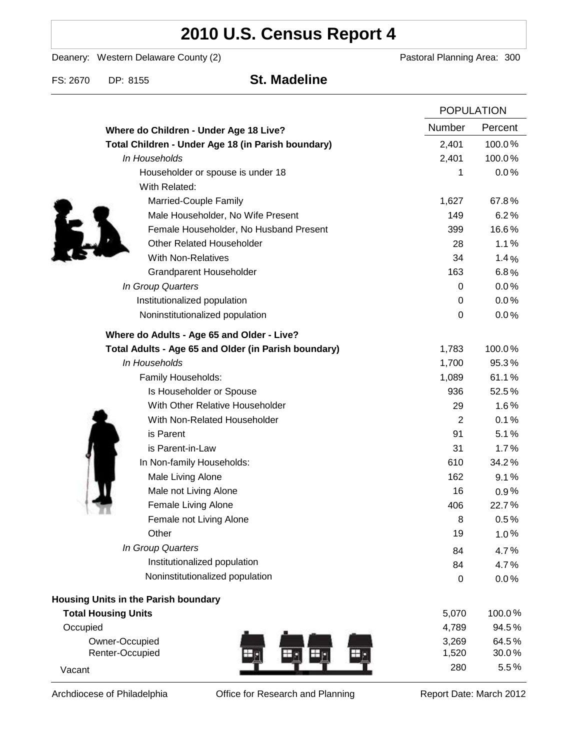# 2010 U.S. Census Report 4

Deanery: Western Delaware County (2) — Pastoral Planning Area: 300

FS: 2670 DP: 8155

## St. Madeline

| | POPULATION | |
|---|---|---|
| | Number | Percent |
| **Where do Children - Under Age 18 Live?** | | |
| **Total Children - Under Age 18 (in Parish boundary)** | 2,401 | 100.0% |
| *In Households* | 2,401 | 100.0% |
| Householder or spouse is under 18 | 1 | 0.0% |
| With Related: | | |
| Married-Couple Family | 1,627 | 67.8% |
| Male Householder, No Wife Present | 149 | 6.2% |
| Female Householder, No Husband Present | 399 | 16.6% |
| Other Related Householder | 28 | 1.1% |
| With Non-Relatives | 34 | 1.4% |
| Grandparent Householder | 163 | 6.8% |
| *In Group Quarters* | 0 | 0.0% |
| Institutionalized population | 0 | 0.0% |
| Noninstitutionalized population | 0 | 0.0% |
| **Where do Adults - Age 65 and Older - Live?** | | |
| **Total Adults - Age 65 and Older (in Parish boundary)** | 1,783 | 100.0% |
| *In Households* | 1,700 | 95.3% |
| Family Households: | 1,089 | 61.1% |
| Is Householder or Spouse | 936 | 52.5% |
| With Other Relative Householder | 29 | 1.6% |
| With Non-Related Householder | 2 | 0.1% |
| is Parent | 91 | 5.1% |
| is Parent-in-Law | 31 | 1.7% |
| In Non-family Households: | 610 | 34.2% |
| Male Living Alone | 162 | 9.1% |
| Male not Living Alone | 16 | 0.9% |
| Female Living Alone | 406 | 22.7% |
| Female not Living Alone | 8 | 0.5% |
| Other | 19 | 1.0% |
| *In Group Quarters* | 84 | 4.7% |
| Institutionalized population | 84 | 4.7% |
| Noninstitutionalized population | 0 | 0.0% |

**Housing Units in the Parish boundary**

| | Number | Percent |
|---|---|---|
| **Total Housing Units** | 5,070 | 100.0% |
| Occupied | 4,789 | 94.5% |
| Owner-Occupied | 3,269 | 64.5% |
| Renter-Occupied | 1,520 | 30.0% |
| Vacant | 280 | 5.5% |

Archdiocese of Philadelphia — Office for Research and Planning — Report Date: March 2012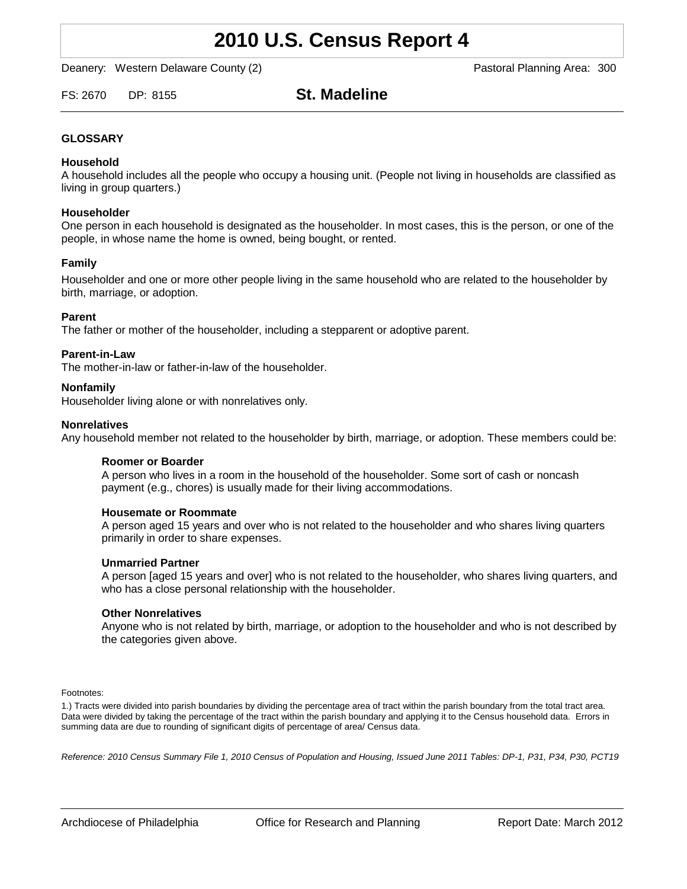# 2010 U.S. Census Report 4

Deanery: Western Delaware County (2) Pastoral Planning Area: 300

FS: 2670 DP: 8155

## St. Madeline

### GLOSSARY

**Household**
A household includes all the people who occupy a housing unit. (People not living in households are classified as living in group quarters.)

**Householder**
One person in each household is designated as the householder. In most cases, this is the person, or one of the people, in whose name the home is owned, being bought, or rented.

**Family**
Householder and one or more other people living in the same household who are related to the householder by birth, marriage, or adoption.

**Parent**
The father or mother of the householder, including a stepparent or adoptive parent.

**Parent-in-Law**
The mother-in-law or father-in-law of the householder.

**Nonfamily**
Householder living alone or with nonrelatives only.

**Nonrelatives**
Any household member not related to the householder by birth, marriage, or adoption. These members could be:

> **Roomer or Boarder**
> A person who lives in a room in the household of the householder. Some sort of cash or noncash payment (e.g., chores) is usually made for their living accommodations.
>
> **Housemate or Roommate**
> A person aged 15 years and over who is not related to the householder and who shares living quarters primarily in order to share expenses.
>
> **Unmarried Partner**
> A person [aged 15 years and over] who is not related to the householder, who shares living quarters, and who has a close personal relationship with the householder.
>
> **Other Nonrelatives**
> Anyone who is not related by birth, marriage, or adoption to the householder and who is not described by the categories given above.

Footnotes:

1.) Tracts were divided into parish boundaries by dividing the percentage area of tract within the parish boundary from the total tract area. Data were divided by taking the percentage of the tract within the parish boundary and applying it to the Census household data. Errors in summing data are due to rounding of significant digits of percentage of area/ Census data.

*Reference: 2010 Census Summary File 1, 2010 Census of Population and Housing, Issued June 2011 Tables: DP-1, P31, P34, P30, PCT19*

Archdiocese of Philadelphia Office for Research and Planning Report Date: March 2012